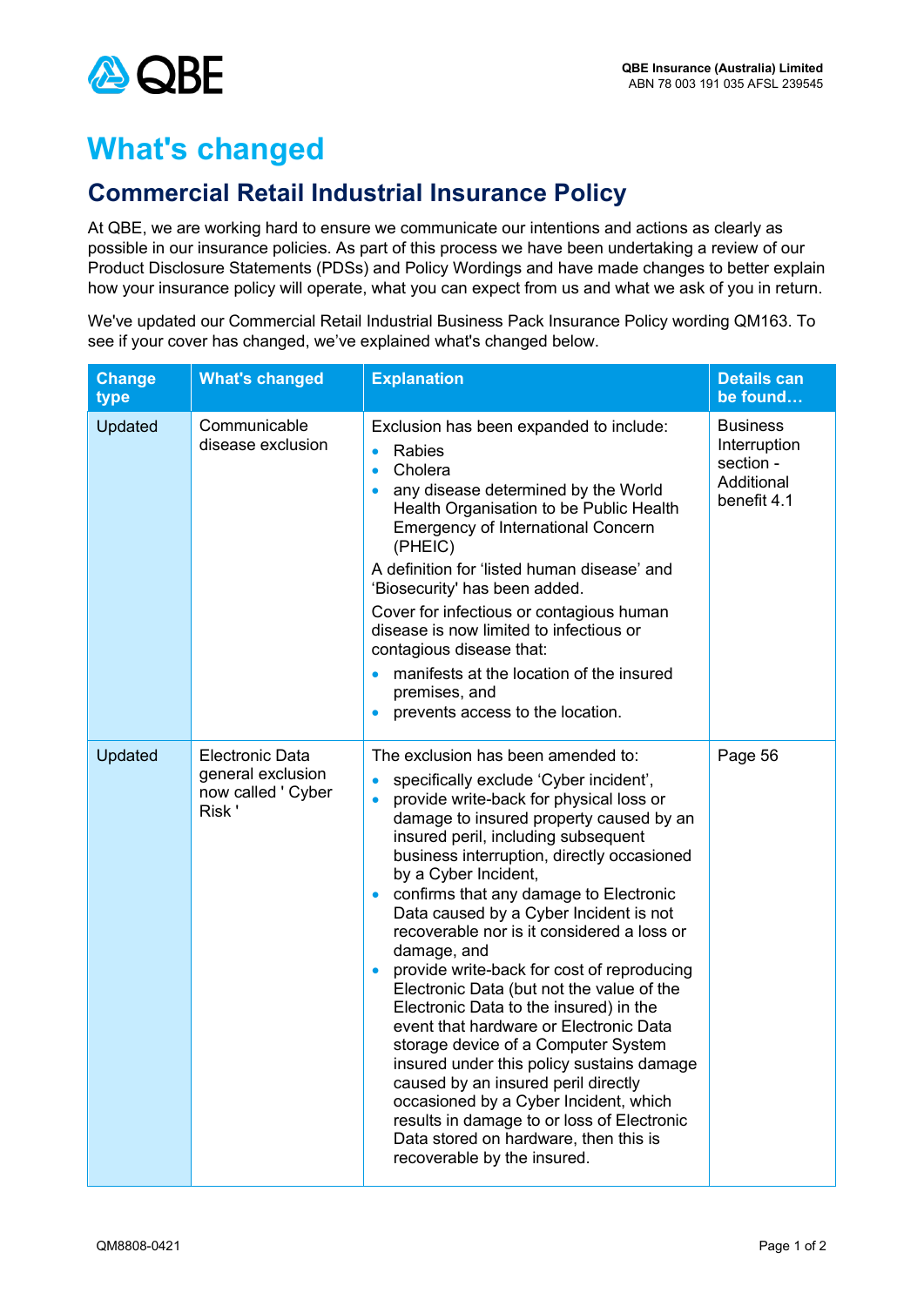QBE Insurance (Australia) Limited
ABN 78 003 191 035 AFSL 239545

# What's changed

## Commercial Retail Industrial Insurance Policy

At QBE, we are working hard to ensure we communicate our intentions and actions as clearly as possible in our insurance policies. As part of this process we have been undertaking a review of our Product Disclosure Statements (PDSs) and Policy Wordings and have made changes to better explain how your insurance policy will operate, what you can expect from us and what we ask of you in return.

We've updated our Commercial Retail Industrial Business Pack Insurance Policy wording QM163. To see if your cover has changed, we've explained what's changed below.

| Change type | What's changed | Explanation | Details can be found… |
|---|---|---|---|
| Updated | Communicable disease exclusion | Exclusion has been expanded to include:<br>• Rabies<br>• Cholera<br>• any disease determined by the World Health Organisation to be Public Health Emergency of International Concern (PHEIC)<br>A definition for 'listed human disease' and 'Biosecurity' has been added.<br>Cover for infectious or contagious human disease is now limited to infectious or contagious disease that:<br>• manifests at the location of the insured premises, and<br>• prevents access to the location. | Business Interruption section - Additional benefit 4.1 |
| Updated | Electronic Data general exclusion now called ' Cyber Risk ' | The exclusion has been amended to:<br>• specifically exclude 'Cyber incident',<br>• provide write-back for physical loss or damage to insured property caused by an insured peril, including subsequent business interruption, directly occasioned by a Cyber Incident,<br>• confirms that any damage to Electronic Data caused by a Cyber Incident is not recoverable nor is it considered a loss or damage, and<br>• provide write-back for cost of reproducing Electronic Data (but not the value of the Electronic Data to the insured) in the event that hardware or Electronic Data storage device of a Computer System insured under this policy sustains damage caused by an insured peril directly occasioned by a Cyber Incident, which results in damage to or loss of Electronic Data stored on hardware, then this is recoverable by the insured. | Page 56 |

QM8808-0421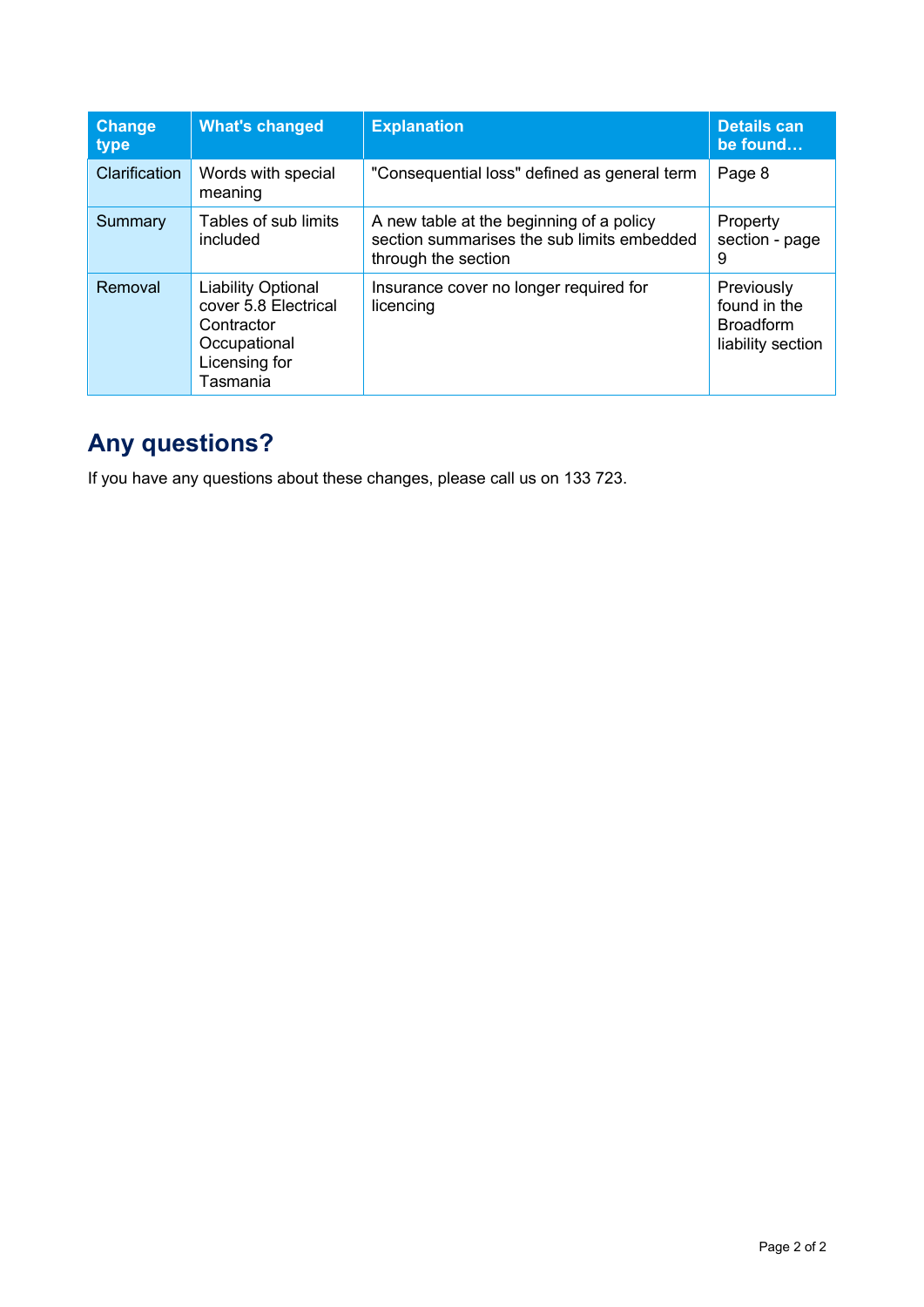| Change type | What's changed | Explanation | Details can be found… |
| --- | --- | --- | --- |
| Clarification | Words with special meaning | "Consequential loss" defined as general term | Page 8 |
| Summary | Tables of sub limits included | A new table at the beginning of a policy section summarises the sub limits embedded through the section | Property section - page 9 |
| Removal | Liability Optional cover 5.8 Electrical Contractor Occupational Licensing for Tasmania | Insurance cover no longer required for licencing | Previously found in the Broadform liability section |

## Any questions?

If you have any questions about these changes, please call us on 133 723.